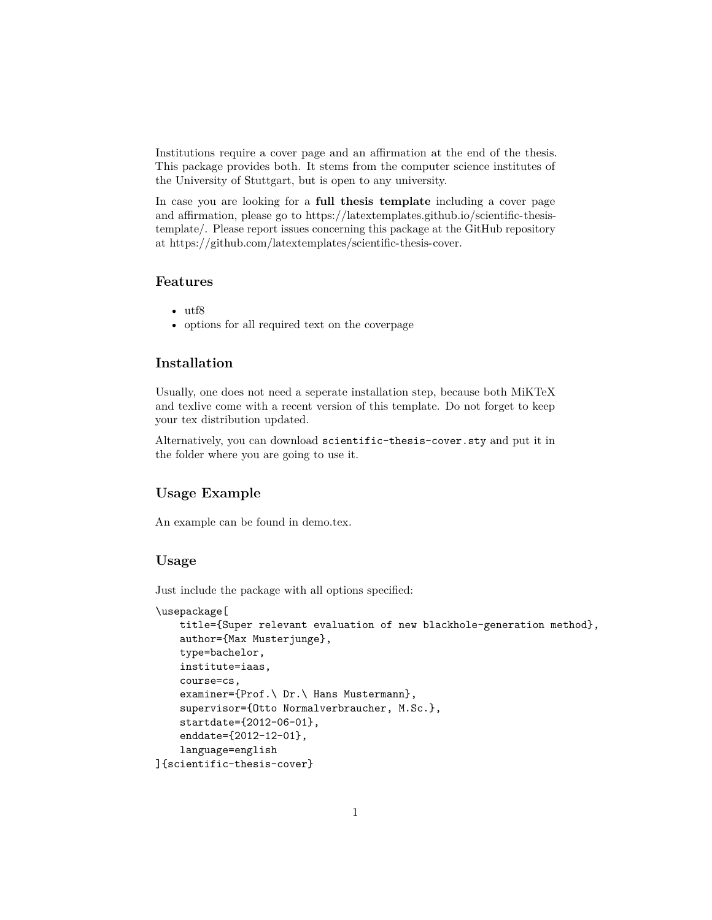Institutions require a cover page and an affirmation at the end of the thesis. This package provides both. It stems from the computer science institutes of the University of Stuttgart, but is open to any university.

In case you are looking for a **full thesis template** including a cover page and affirmation, please go to https://latextemplates.github.io/scientific-thesis-template/. Please report issues concerning this package at the GitHub repository at https://github.com/latextemplates/scientific-thesis-cover.

## Features

- utf8
- options for all required text on the coverpage

## Installation

Usually, one does not need a seperate installation step, because both MiKTeX and texlive come with a recent version of this template. Do not forget to keep your tex distribution updated.

Alternatively, you can download `scientific-thesis-cover.sty` and put it in the folder where you are going to use it.

## Usage Example

An example can be found in demo.tex.

## Usage

Just include the package with all options specified:

```
\usepackage[
    title={Super relevant evaluation of new blackhole-generation method},
    author={Max Musterjunge},
    type=bachelor,
    institute=iaas,
    course=cs,
    examiner={Prof.\ Dr.\ Hans Mustermann},
    supervisor={Otto Normalverbraucher, M.Sc.},
    startdate={2012-06-01},
    enddate={2012-12-01},
    language=english
]{scientific-thesis-cover}
```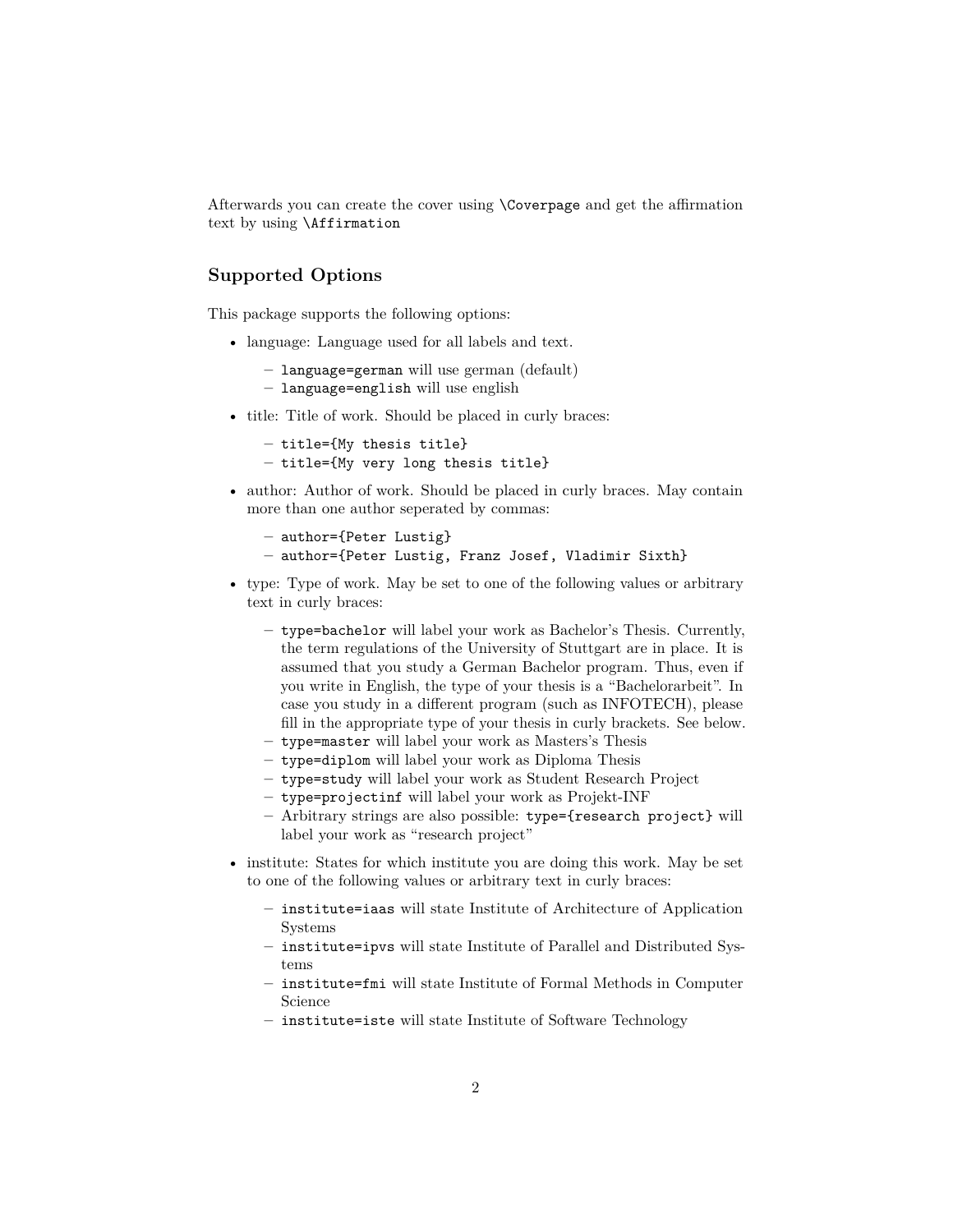Afterwards you can create the cover using `\Coverpage` and get the affirmation text by using `\Affirmation`

## Supported Options

This package supports the following options:

- language: Language used for all labels and text.
  - `language=german` will use german (default)
  - `language=english` will use english
- title: Title of work. Should be placed in curly braces:
  - `title={My thesis title}`
  - `title={My very long thesis title}`
- author: Author of work. Should be placed in curly braces. May contain more than one author seperated by commas:
  - `author={Peter Lustig}`
  - `author={Peter Lustig, Franz Josef, Vladimir Sixth}`
- type: Type of work. May be set to one of the following values or arbitrary text in curly braces:
  - `type=bachelor` will label your work as Bachelor's Thesis. Currently, the term regulations of the University of Stuttgart are in place. It is assumed that you study a German Bachelor program. Thus, even if you write in English, the type of your thesis is a "Bachelorarbeit". In case you study in a different program (such as INFOTECH), please fill in the appropriate type of your thesis in curly brackets. See below.
  - `type=master` will label your work as Masters's Thesis
  - `type=diplom` will label your work as Diploma Thesis
  - `type=study` will label your work as Student Research Project
  - `type=projectinf` will label your work as Projekt-INF
  - Arbitrary strings are also possible: `type={research project}` will label your work as "research project"
- institute: States for which institute you are doing this work. May be set to one of the following values or arbitrary text in curly braces:
  - `institute=iaas` will state Institute of Architecture of Application Systems
  - `institute=ipvs` will state Institute of Parallel and Distributed Systems
  - `institute=fmi` will state Institute of Formal Methods in Computer Science
  - `institute=iste` will state Institute of Software Technology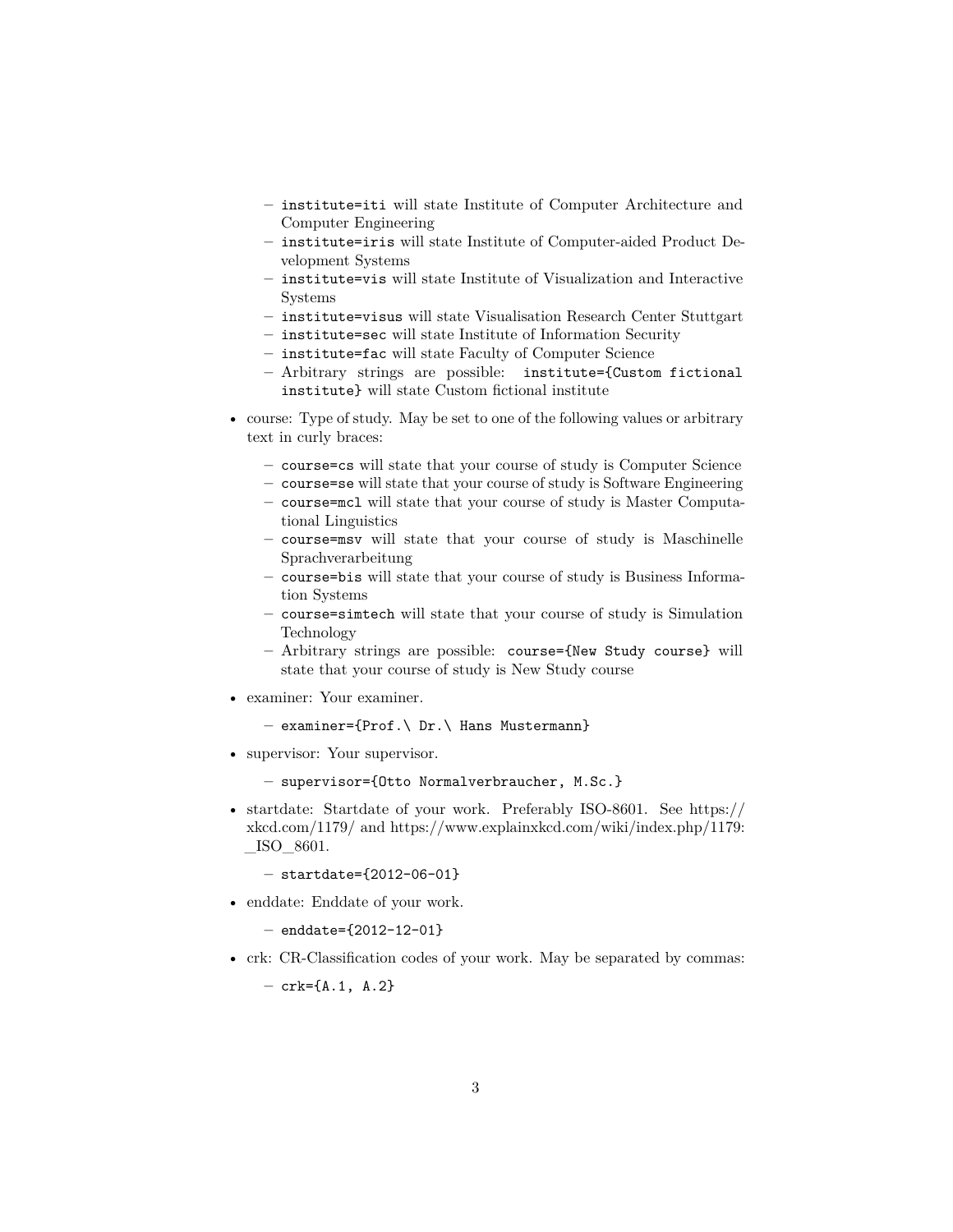- `institute=iti` will state Institute of Computer Architecture and Computer Engineering
  - `institute=iris` will state Institute of Computer-aided Product Development Systems
  - `institute=vis` will state Institute of Visualization and Interactive Systems
  - `institute=visus` will state Visualisation Research Center Stuttgart
  - `institute=sec` will state Institute of Information Security
  - `institute=fac` will state Faculty of Computer Science
  - Arbitrary strings are possible: `institute={Custom fictional institute}` will state Custom fictional institute

- course: Type of study. May be set to one of the following values or arbitrary text in curly braces:
  - `course=cs` will state that your course of study is Computer Science
  - `course=se` will state that your course of study is Software Engineering
  - `course=mcl` will state that your course of study is Master Computational Linguistics
  - `course=msv` will state that your course of study is Maschinelle Sprachverarbeitung
  - `course=bis` will state that your course of study is Business Information Systems
  - `course=simtech` will state that your course of study is Simulation Technology
  - Arbitrary strings are possible: `course={New Study course}` will state that your course of study is New Study course

- examiner: Your examiner.
  - `examiner={Prof.\ Dr.\ Hans Mustermann}`

- supervisor: Your supervisor.
  - `supervisor={Otto Normalverbraucher, M.Sc.}`

- startdate: Startdate of your work. Preferably ISO-8601. See https://xkcd.com/1179/ and https://www.explainxkcd.com/wiki/index.php/1179:_ISO_8601.
  - `startdate={2012-06-01}`

- enddate: Enddate of your work.
  - `enddate={2012-12-01}`

- crk: CR-Classification codes of your work. May be separated by commas:
  - `crk={A.1, A.2}`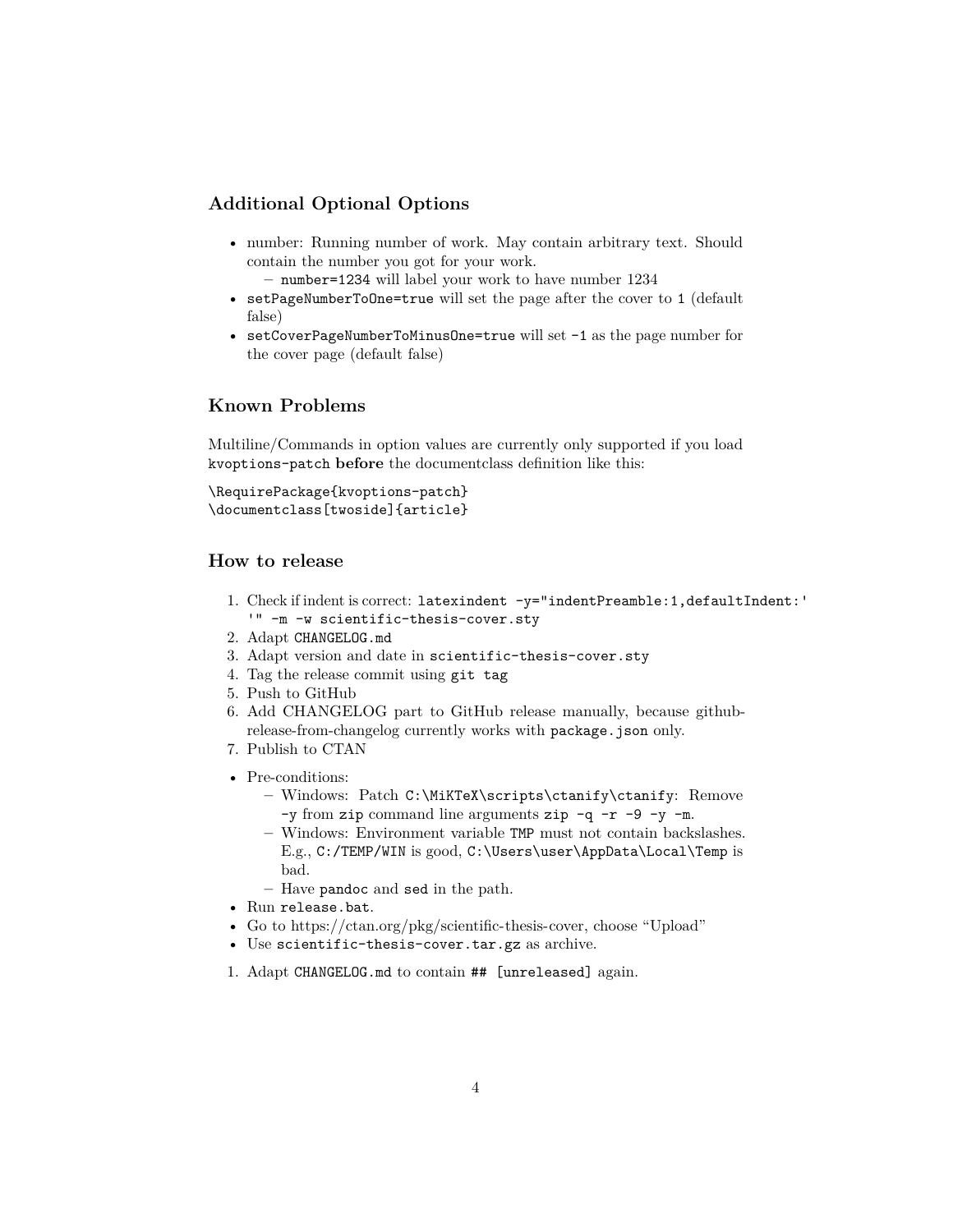## Additional Optional Options

- number: Running number of work. May contain arbitrary text. Should contain the number you got for your work.
  - `number=1234` will label your work to have number 1234
- `setPageNumberToOne=true` will set the page after the cover to `1` (default false)
- `setCoverPageNumberToMinusOne=true` will set `-1` as the page number for the cover page (default false)

## Known Problems

Multiline/Commands in option values are currently only supported if you load `kvoptions-patch` **before** the documentclass definition like this:

```
\RequirePackage{kvoptions-patch}
\documentclass[twoside]{article}
```

## How to release

1. Check if indent is correct: `latexindent -y="indentPreamble:1,defaultIndent:' '" -m -w scientific-thesis-cover.sty`
2. Adapt `CHANGELOG.md`
3. Adapt version and date in `scientific-thesis-cover.sty`
4. Tag the release commit using `git tag`
5. Push to GitHub
6. Add CHANGELOG part to GitHub release manually, because github-release-from-changelog currently works with `package.json` only.
7. Publish to CTAN

- Pre-conditions:
  - Windows: Patch `C:\MiKTeX\scripts\ctanify\ctanify`: Remove `-y` from `zip` command line arguments `zip -q -r -9 -y -m`.
  - Windows: Environment variable `TMP` must not contain backslashes. E.g., `C:/TEMP/WIN` is good, `C:\Users\user\AppData\Local\Temp` is bad.
  - Have `pandoc` and `sed` in the path.
- Run `release.bat`.
- Go to https://ctan.org/pkg/scientific-thesis-cover, choose "Upload"
- Use `scientific-thesis-cover.tar.gz` as archive.

1. Adapt `CHANGELOG.md` to contain `## [unreleased]` again.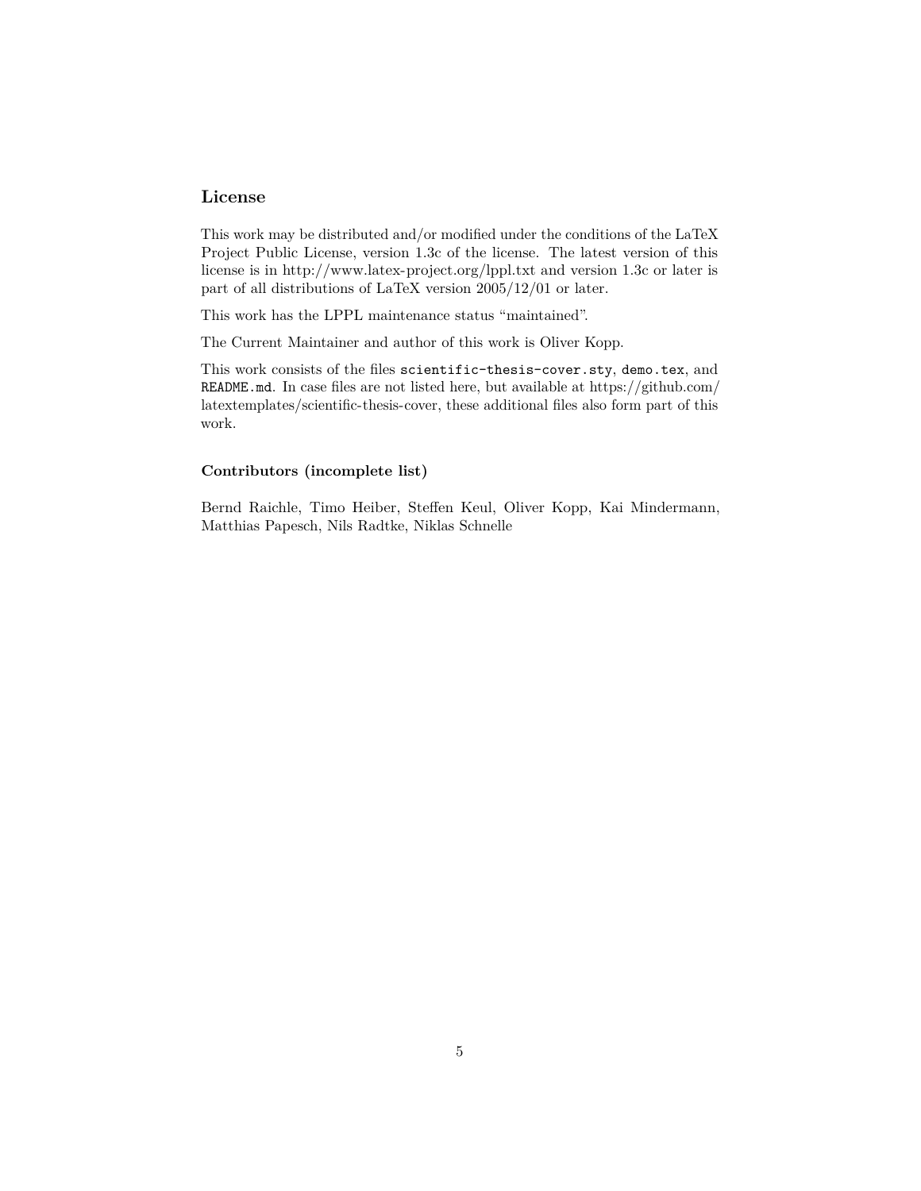## License

This work may be distributed and/or modified under the conditions of the LaTeX Project Public License, version 1.3c of the license. The latest version of this license is in http://www.latex-project.org/lppl.txt and version 1.3c or later is part of all distributions of LaTeX version 2005/12/01 or later.

This work has the LPPL maintenance status "maintained".

The Current Maintainer and author of this work is Oliver Kopp.

This work consists of the files `scientific-thesis-cover.sty`, `demo.tex`, and `README.md`. In case files are not listed here, but available at https://github.com/latextemplates/scientific-thesis-cover, these additional files also form part of this work.

### Contributors (incomplete list)

Bernd Raichle, Timo Heiber, Steffen Keul, Oliver Kopp, Kai Mindermann, Matthias Papesch, Nils Radtke, Niklas Schnelle